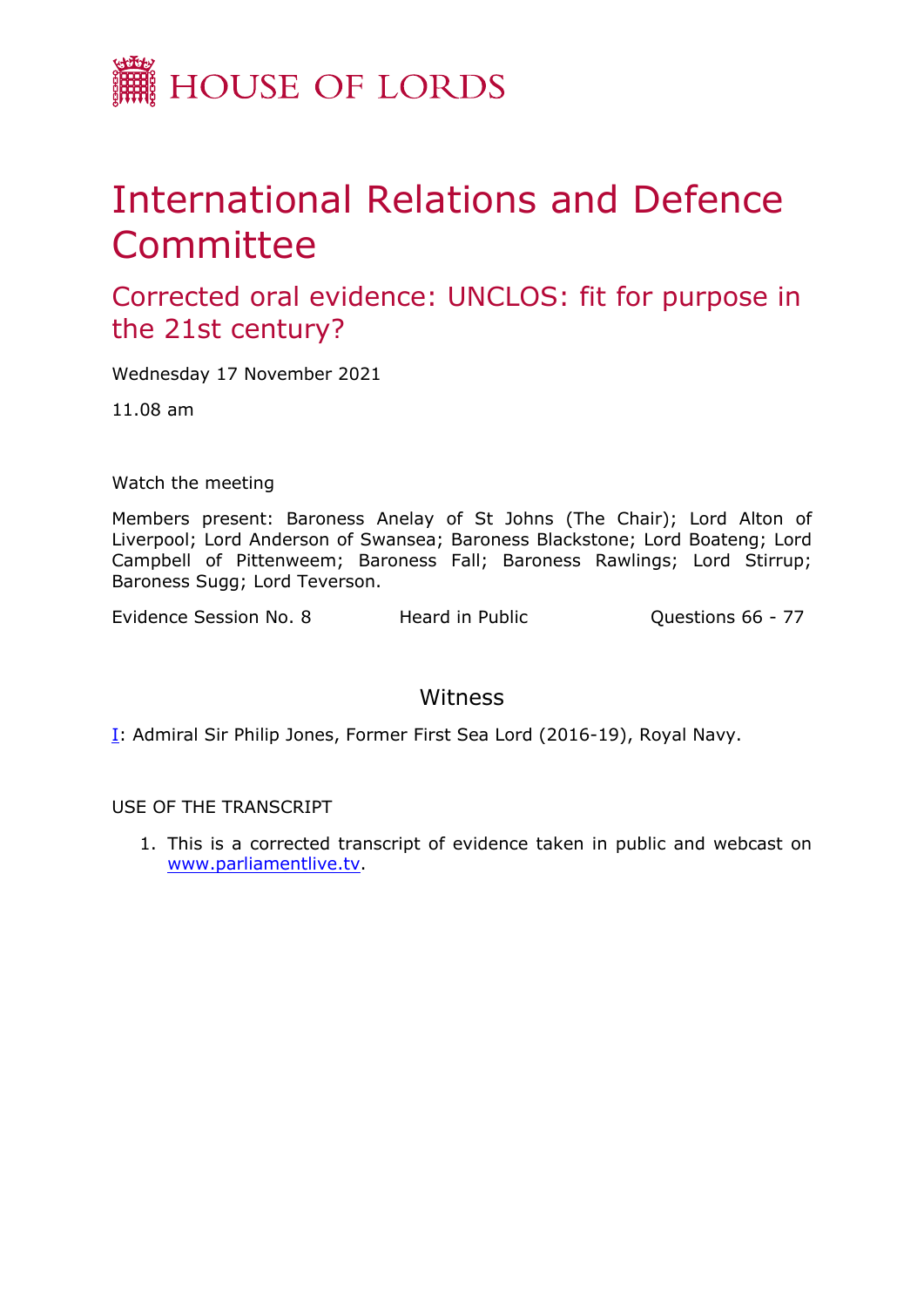HOUSE OF LORDS

# International Relations and Defence Committee

## Corrected oral evidence: UNCLOS: fit for purpose in the 21st century?

Wednesday 17 November 2021

11.08 am

Watch the meeting

Members present: Baroness Anelay of St Johns (The Chair); Lord Alton of Liverpool; Lord Anderson of Swansea; Baroness Blackstone; Lord Boateng; Lord Campbell of Pittenweem; Baroness Fall; Baroness Rawlings; Lord Stirrup; Baroness Sugg; Lord Teverson.

Evidence Session No. 8 Heard in Public Questions 66 - 77

### Witness

I: Admiral Sir Philip Jones, Former First Sea Lord (2016-19), Royal Navy.

USE OF THE TRANSCRIPT

1. This is a corrected transcript of evidence taken in public and webcast on www.parliamentlive.tv.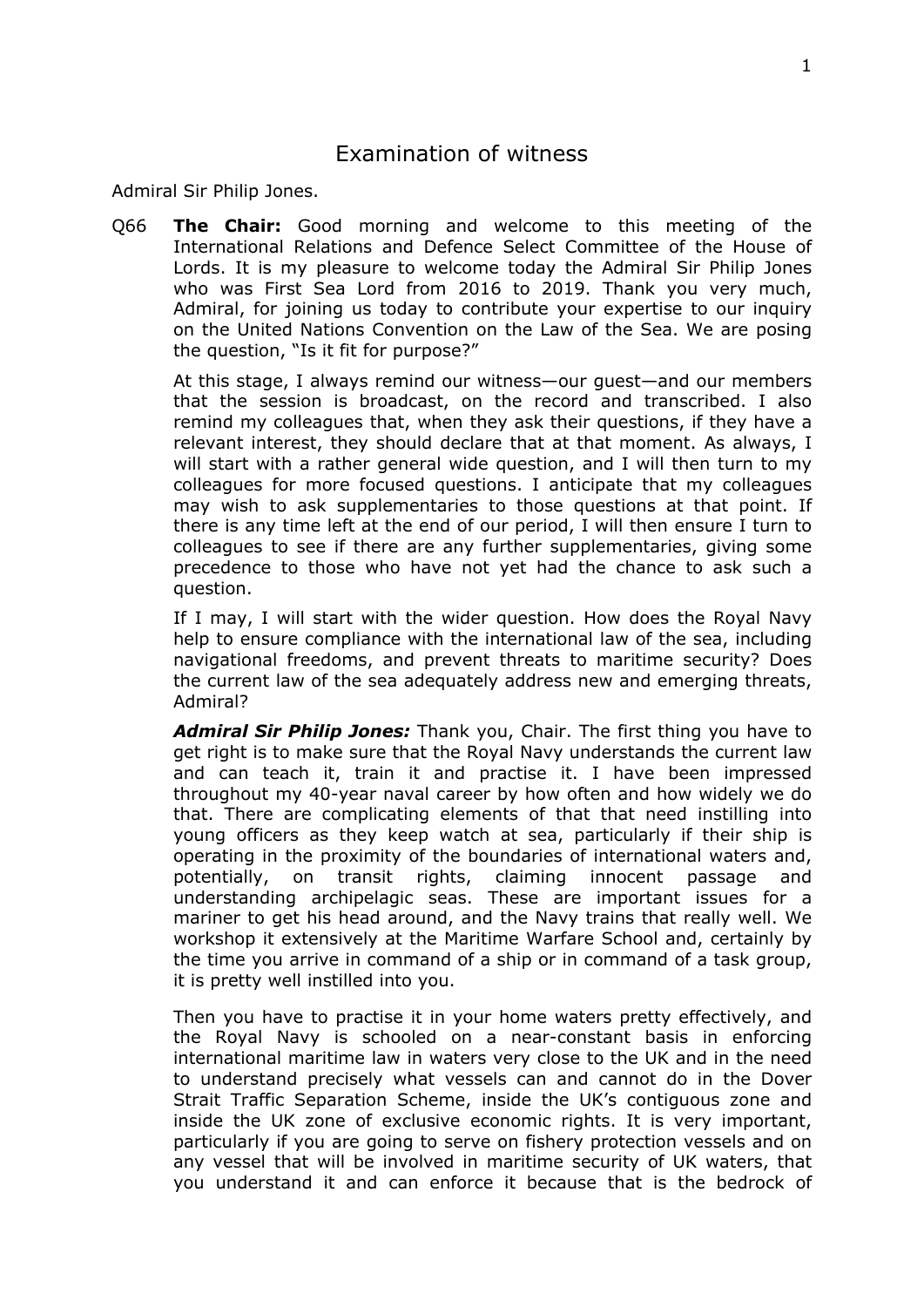# Examination of witness

Admiral Sir Philip Jones.

Q66 **The Chair:** Good morning and welcome to this meeting of the International Relations and Defence Select Committee of the House of Lords. It is my pleasure to welcome today the Admiral Sir Philip Jones who was First Sea Lord from 2016 to 2019. Thank you very much, Admiral, for joining us today to contribute your expertise to our inquiry on the United Nations Convention on the Law of the Sea. We are posing the question, "Is it fit for purpose?"

At this stage, I always remind our witness—our guest—and our members that the session is broadcast, on the record and transcribed. I also remind my colleagues that, when they ask their questions, if they have a relevant interest, they should declare that at that moment. As always, I will start with a rather general wide question, and I will then turn to my colleagues for more focused questions. I anticipate that my colleagues may wish to ask supplementaries to those questions at that point. If there is any time left at the end of our period, I will then ensure I turn to colleagues to see if there are any further supplementaries, giving some precedence to those who have not yet had the chance to ask such a question.

If I may, I will start with the wider question. How does the Royal Navy help to ensure compliance with the international law of the sea, including navigational freedoms, and prevent threats to maritime security? Does the current law of the sea adequately address new and emerging threats, Admiral?

***Admiral Sir Philip Jones:*** Thank you, Chair. The first thing you have to get right is to make sure that the Royal Navy understands the current law and can teach it, train it and practise it. I have been impressed throughout my 40-year naval career by how often and how widely we do that. There are complicating elements of that that need instilling into young officers as they keep watch at sea, particularly if their ship is operating in the proximity of the boundaries of international waters and, potentially, on transit rights, claiming innocent passage and understanding archipelagic seas. These are important issues for a mariner to get his head around, and the Navy trains that really well. We workshop it extensively at the Maritime Warfare School and, certainly by the time you arrive in command of a ship or in command of a task group, it is pretty well instilled into you.

Then you have to practise it in your home waters pretty effectively, and the Royal Navy is schooled on a near-constant basis in enforcing international maritime law in waters very close to the UK and in the need to understand precisely what vessels can and cannot do in the Dover Strait Traffic Separation Scheme, inside the UK's contiguous zone and inside the UK zone of exclusive economic rights. It is very important, particularly if you are going to serve on fishery protection vessels and on any vessel that will be involved in maritime security of UK waters, that you understand it and can enforce it because that is the bedrock of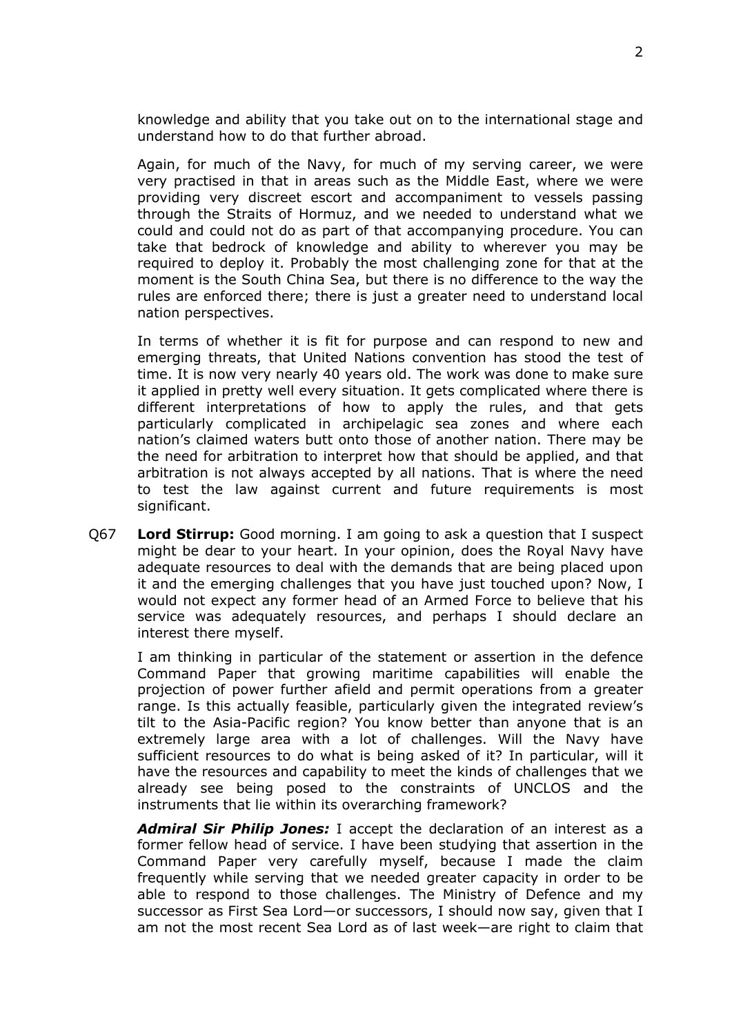knowledge and ability that you take out on to the international stage and understand how to do that further abroad.

Again, for much of the Navy, for much of my serving career, we were very practised in that in areas such as the Middle East, where we were providing very discreet escort and accompaniment to vessels passing through the Straits of Hormuz, and we needed to understand what we could and could not do as part of that accompanying procedure. You can take that bedrock of knowledge and ability to wherever you may be required to deploy it. Probably the most challenging zone for that at the moment is the South China Sea, but there is no difference to the way the rules are enforced there; there is just a greater need to understand local nation perspectives.

In terms of whether it is fit for purpose and can respond to new and emerging threats, that United Nations convention has stood the test of time. It is now very nearly 40 years old. The work was done to make sure it applied in pretty well every situation. It gets complicated where there is different interpretations of how to apply the rules, and that gets particularly complicated in archipelagic sea zones and where each nation's claimed waters butt onto those of another nation. There may be the need for arbitration to interpret how that should be applied, and that arbitration is not always accepted by all nations. That is where the need to test the law against current and future requirements is most significant.

Q67 **Lord Stirrup:** Good morning. I am going to ask a question that I suspect might be dear to your heart. In your opinion, does the Royal Navy have adequate resources to deal with the demands that are being placed upon it and the emerging challenges that you have just touched upon? Now, I would not expect any former head of an Armed Force to believe that his service was adequately resources, and perhaps I should declare an interest there myself.

I am thinking in particular of the statement or assertion in the defence Command Paper that growing maritime capabilities will enable the projection of power further afield and permit operations from a greater range. Is this actually feasible, particularly given the integrated review's tilt to the Asia-Pacific region? You know better than anyone that is an extremely large area with a lot of challenges. Will the Navy have sufficient resources to do what is being asked of it? In particular, will it have the resources and capability to meet the kinds of challenges that we already see being posed to the constraints of UNCLOS and the instruments that lie within its overarching framework?

***Admiral Sir Philip Jones:*** I accept the declaration of an interest as a former fellow head of service. I have been studying that assertion in the Command Paper very carefully myself, because I made the claim frequently while serving that we needed greater capacity in order to be able to respond to those challenges. The Ministry of Defence and my successor as First Sea Lord—or successors, I should now say, given that I am not the most recent Sea Lord as of last week—are right to claim that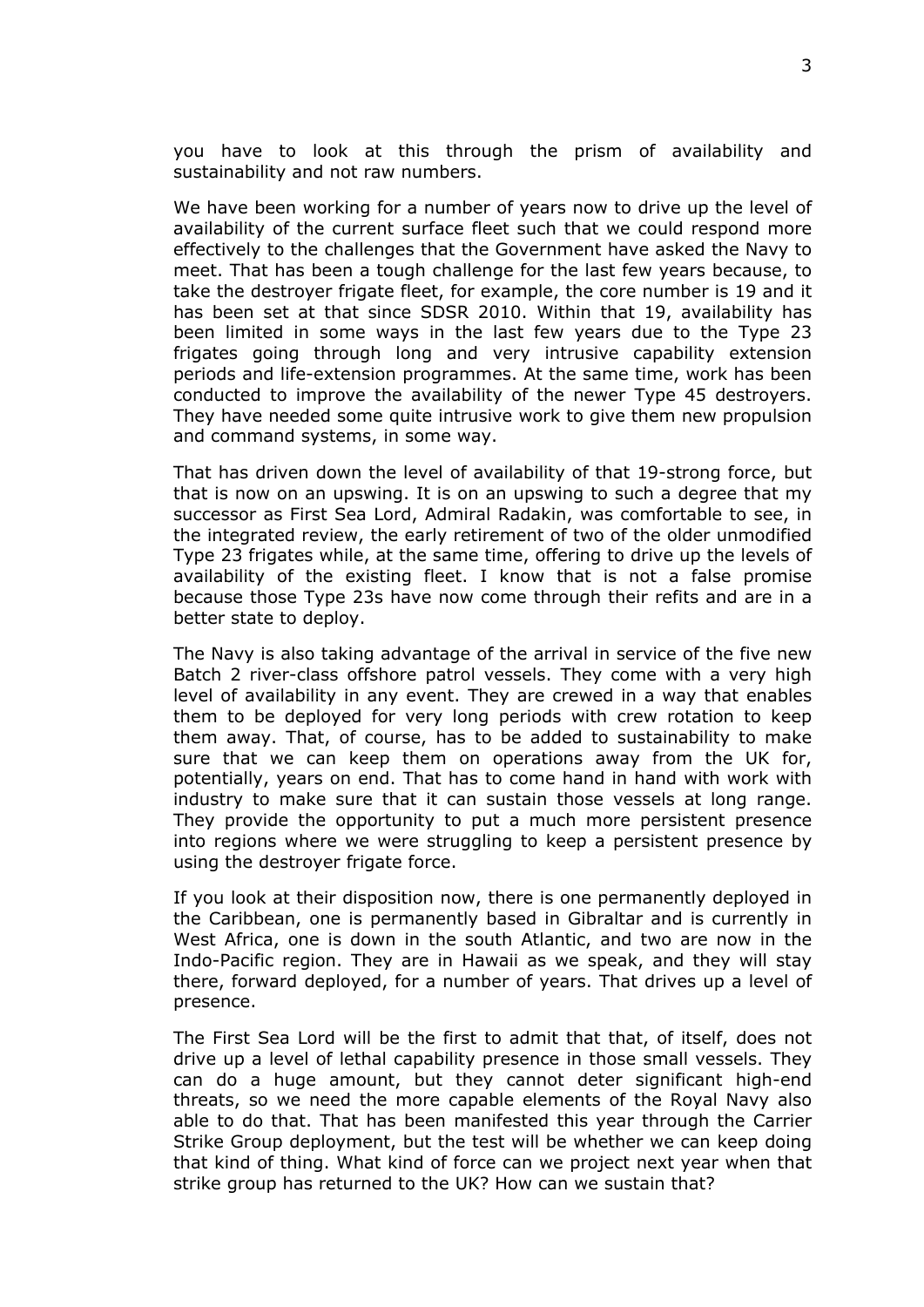you have to look at this through the prism of availability and sustainability and not raw numbers.

We have been working for a number of years now to drive up the level of availability of the current surface fleet such that we could respond more effectively to the challenges that the Government have asked the Navy to meet. That has been a tough challenge for the last few years because, to take the destroyer frigate fleet, for example, the core number is 19 and it has been set at that since SDSR 2010. Within that 19, availability has been limited in some ways in the last few years due to the Type 23 frigates going through long and very intrusive capability extension periods and life-extension programmes. At the same time, work has been conducted to improve the availability of the newer Type 45 destroyers. They have needed some quite intrusive work to give them new propulsion and command systems, in some way.

That has driven down the level of availability of that 19-strong force, but that is now on an upswing. It is on an upswing to such a degree that my successor as First Sea Lord, Admiral Radakin, was comfortable to see, in the integrated review, the early retirement of two of the older unmodified Type 23 frigates while, at the same time, offering to drive up the levels of availability of the existing fleet. I know that is not a false promise because those Type 23s have now come through their refits and are in a better state to deploy.

The Navy is also taking advantage of the arrival in service of the five new Batch 2 river-class offshore patrol vessels. They come with a very high level of availability in any event. They are crewed in a way that enables them to be deployed for very long periods with crew rotation to keep them away. That, of course, has to be added to sustainability to make sure that we can keep them on operations away from the UK for, potentially, years on end. That has to come hand in hand with work with industry to make sure that it can sustain those vessels at long range. They provide the opportunity to put a much more persistent presence into regions where we were struggling to keep a persistent presence by using the destroyer frigate force.

If you look at their disposition now, there is one permanently deployed in the Caribbean, one is permanently based in Gibraltar and is currently in West Africa, one is down in the south Atlantic, and two are now in the Indo-Pacific region. They are in Hawaii as we speak, and they will stay there, forward deployed, for a number of years. That drives up a level of presence.

The First Sea Lord will be the first to admit that that, of itself, does not drive up a level of lethal capability presence in those small vessels. They can do a huge amount, but they cannot deter significant high-end threats, so we need the more capable elements of the Royal Navy also able to do that. That has been manifested this year through the Carrier Strike Group deployment, but the test will be whether we can keep doing that kind of thing. What kind of force can we project next year when that strike group has returned to the UK? How can we sustain that?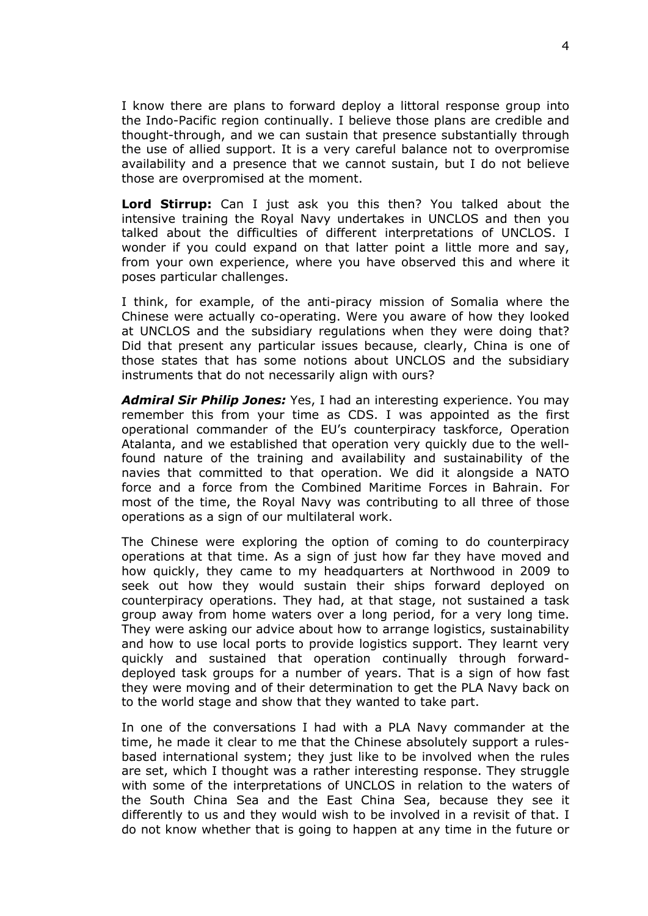I know there are plans to forward deploy a littoral response group into the Indo-Pacific region continually. I believe those plans are credible and thought-through, and we can sustain that presence substantially through the use of allied support. It is a very careful balance not to overpromise availability and a presence that we cannot sustain, but I do not believe those are overpromised at the moment.

**Lord Stirrup:** Can I just ask you this then? You talked about the intensive training the Royal Navy undertakes in UNCLOS and then you talked about the difficulties of different interpretations of UNCLOS. I wonder if you could expand on that latter point a little more and say, from your own experience, where you have observed this and where it poses particular challenges.

I think, for example, of the anti-piracy mission of Somalia where the Chinese were actually co-operating. Were you aware of how they looked at UNCLOS and the subsidiary regulations when they were doing that? Did that present any particular issues because, clearly, China is one of those states that has some notions about UNCLOS and the subsidiary instruments that do not necessarily align with ours?

***Admiral Sir Philip Jones:*** Yes, I had an interesting experience. You may remember this from your time as CDS. I was appointed as the first operational commander of the EU's counterpiracy taskforce, Operation Atalanta, and we established that operation very quickly due to the well-found nature of the training and availability and sustainability of the navies that committed to that operation. We did it alongside a NATO force and a force from the Combined Maritime Forces in Bahrain. For most of the time, the Royal Navy was contributing to all three of those operations as a sign of our multilateral work.

The Chinese were exploring the option of coming to do counterpiracy operations at that time. As a sign of just how far they have moved and how quickly, they came to my headquarters at Northwood in 2009 to seek out how they would sustain their ships forward deployed on counterpiracy operations. They had, at that stage, not sustained a task group away from home waters over a long period, for a very long time. They were asking our advice about how to arrange logistics, sustainability and how to use local ports to provide logistics support. They learnt very quickly and sustained that operation continually through forward-deployed task groups for a number of years. That is a sign of how fast they were moving and of their determination to get the PLA Navy back on to the world stage and show that they wanted to take part.

In one of the conversations I had with a PLA Navy commander at the time, he made it clear to me that the Chinese absolutely support a rules-based international system; they just like to be involved when the rules are set, which I thought was a rather interesting response. They struggle with some of the interpretations of UNCLOS in relation to the waters of the South China Sea and the East China Sea, because they see it differently to us and they would wish to be involved in a revisit of that. I do not know whether that is going to happen at any time in the future or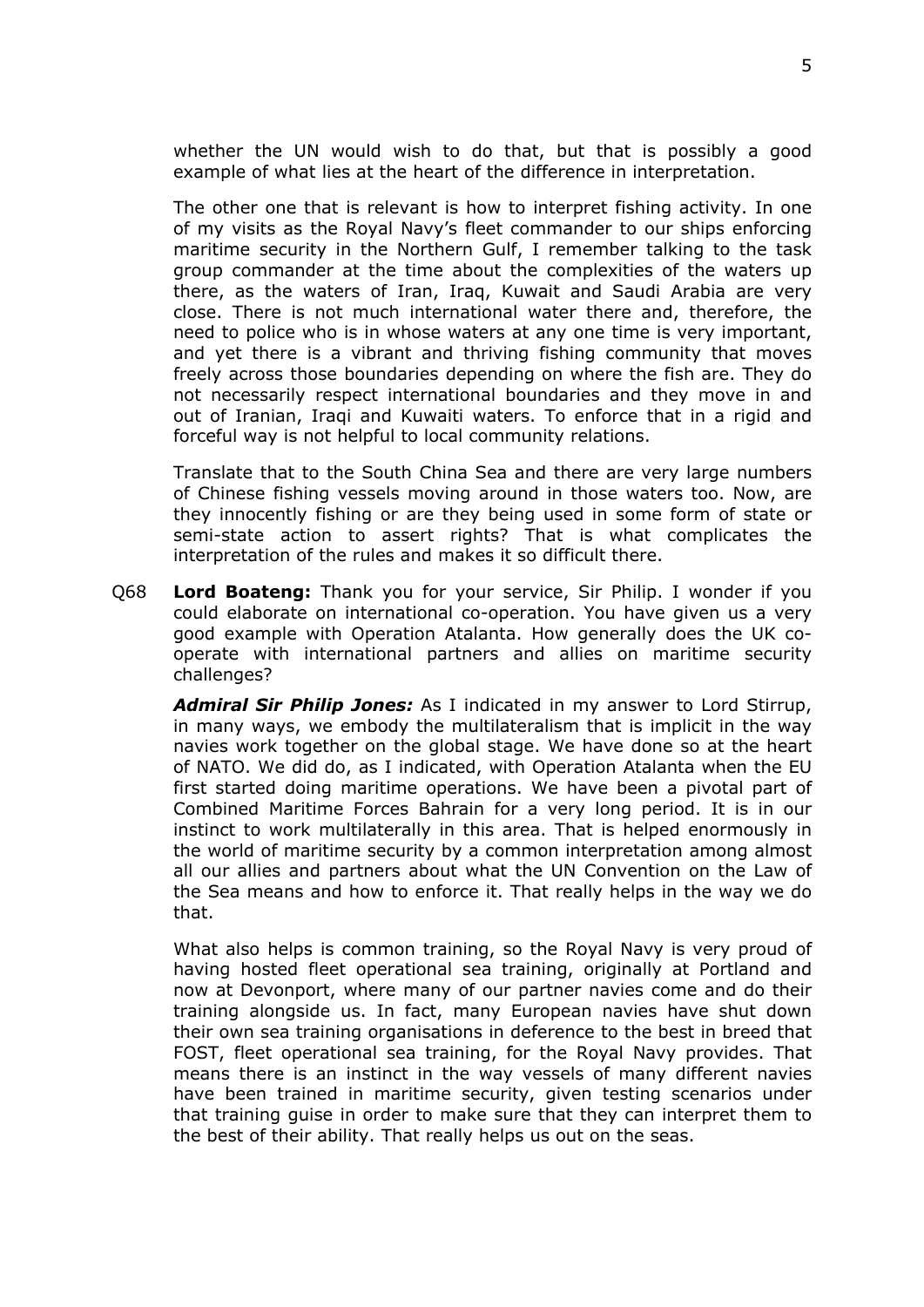whether the UN would wish to do that, but that is possibly a good example of what lies at the heart of the difference in interpretation.

The other one that is relevant is how to interpret fishing activity. In one of my visits as the Royal Navy's fleet commander to our ships enforcing maritime security in the Northern Gulf, I remember talking to the task group commander at the time about the complexities of the waters up there, as the waters of Iran, Iraq, Kuwait and Saudi Arabia are very close. There is not much international water there and, therefore, the need to police who is in whose waters at any one time is very important, and yet there is a vibrant and thriving fishing community that moves freely across those boundaries depending on where the fish are. They do not necessarily respect international boundaries and they move in and out of Iranian, Iraqi and Kuwaiti waters. To enforce that in a rigid and forceful way is not helpful to local community relations.

Translate that to the South China Sea and there are very large numbers of Chinese fishing vessels moving around in those waters too. Now, are they innocently fishing or are they being used in some form of state or semi-state action to assert rights? That is what complicates the interpretation of the rules and makes it so difficult there.

Q68 **Lord Boateng:** Thank you for your service, Sir Philip. I wonder if you could elaborate on international co-operation. You have given us a very good example with Operation Atalanta. How generally does the UK co-operate with international partners and allies on maritime security challenges?

***Admiral Sir Philip Jones:*** As I indicated in my answer to Lord Stirrup, in many ways, we embody the multilateralism that is implicit in the way navies work together on the global stage. We have done so at the heart of NATO. We did do, as I indicated, with Operation Atalanta when the EU first started doing maritime operations. We have been a pivotal part of Combined Maritime Forces Bahrain for a very long period. It is in our instinct to work multilaterally in this area. That is helped enormously in the world of maritime security by a common interpretation among almost all our allies and partners about what the UN Convention on the Law of the Sea means and how to enforce it. That really helps in the way we do that.

What also helps is common training, so the Royal Navy is very proud of having hosted fleet operational sea training, originally at Portland and now at Devonport, where many of our partner navies come and do their training alongside us. In fact, many European navies have shut down their own sea training organisations in deference to the best in breed that FOST, fleet operational sea training, for the Royal Navy provides. That means there is an instinct in the way vessels of many different navies have been trained in maritime security, given testing scenarios under that training guise in order to make sure that they can interpret them to the best of their ability. That really helps us out on the seas.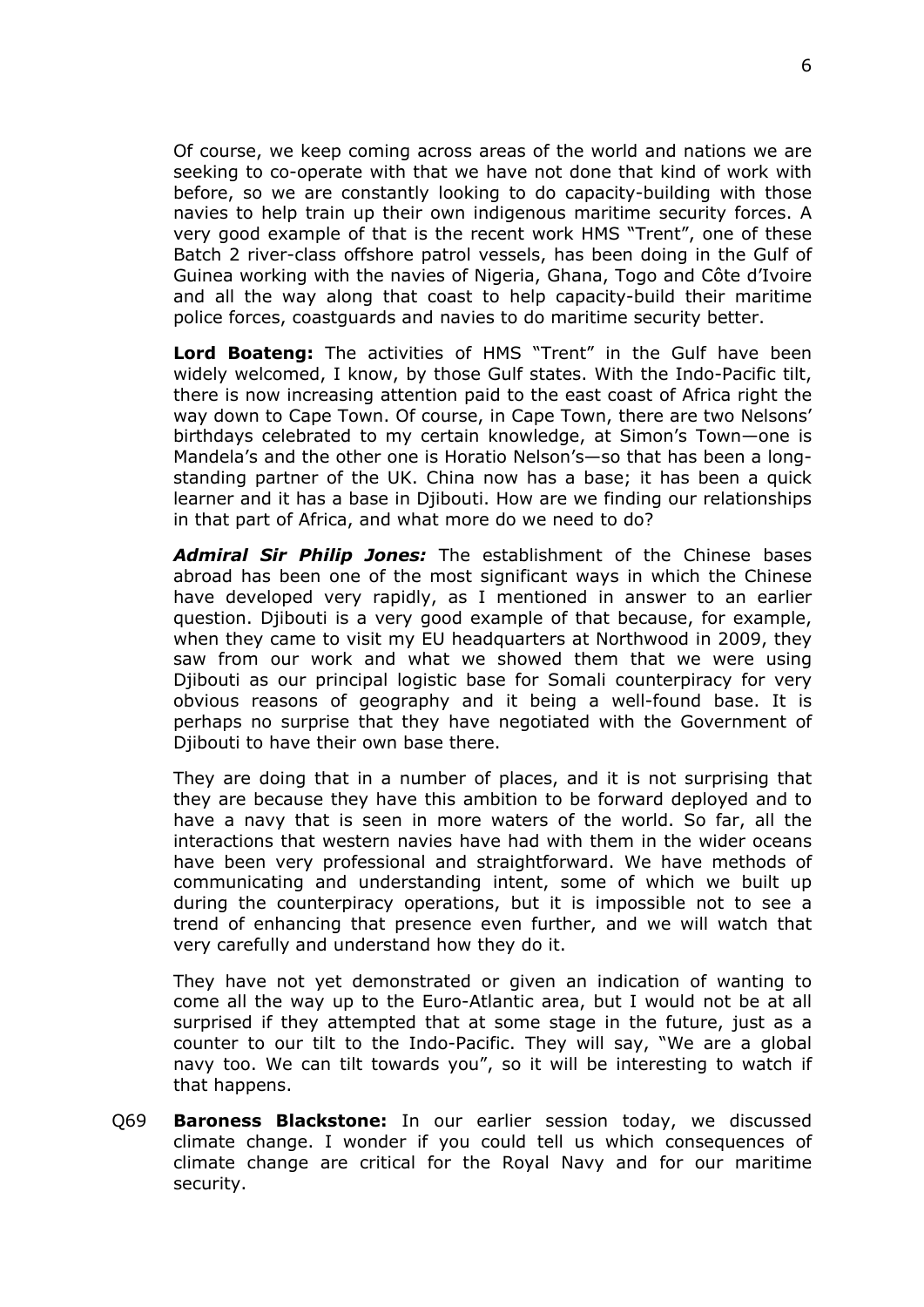Of course, we keep coming across areas of the world and nations we are seeking to co-operate with that we have not done that kind of work with before, so we are constantly looking to do capacity-building with those navies to help train up their own indigenous maritime security forces. A very good example of that is the recent work HMS "Trent", one of these Batch 2 river-class offshore patrol vessels, has been doing in the Gulf of Guinea working with the navies of Nigeria, Ghana, Togo and Côte d'Ivoire and all the way along that coast to help capacity-build their maritime police forces, coastguards and navies to do maritime security better.

**Lord Boateng:** The activities of HMS "Trent" in the Gulf have been widely welcomed, I know, by those Gulf states. With the Indo-Pacific tilt, there is now increasing attention paid to the east coast of Africa right the way down to Cape Town. Of course, in Cape Town, there are two Nelsons' birthdays celebrated to my certain knowledge, at Simon's Town—one is Mandela's and the other one is Horatio Nelson's—so that has been a long-standing partner of the UK. China now has a base; it has been a quick learner and it has a base in Djibouti. How are we finding our relationships in that part of Africa, and what more do we need to do?

***Admiral Sir Philip Jones:*** The establishment of the Chinese bases abroad has been one of the most significant ways in which the Chinese have developed very rapidly, as I mentioned in answer to an earlier question. Djibouti is a very good example of that because, for example, when they came to visit my EU headquarters at Northwood in 2009, they saw from our work and what we showed them that we were using Djibouti as our principal logistic base for Somali counterpiracy for very obvious reasons of geography and it being a well-found base. It is perhaps no surprise that they have negotiated with the Government of Djibouti to have their own base there.

They are doing that in a number of places, and it is not surprising that they are because they have this ambition to be forward deployed and to have a navy that is seen in more waters of the world. So far, all the interactions that western navies have had with them in the wider oceans have been very professional and straightforward. We have methods of communicating and understanding intent, some of which we built up during the counterpiracy operations, but it is impossible not to see a trend of enhancing that presence even further, and we will watch that very carefully and understand how they do it.

They have not yet demonstrated or given an indication of wanting to come all the way up to the Euro-Atlantic area, but I would not be at all surprised if they attempted that at some stage in the future, just as a counter to our tilt to the Indo-Pacific. They will say, "We are a global navy too. We can tilt towards you", so it will be interesting to watch if that happens.

Q69 **Baroness Blackstone:** In our earlier session today, we discussed climate change. I wonder if you could tell us which consequences of climate change are critical for the Royal Navy and for our maritime security.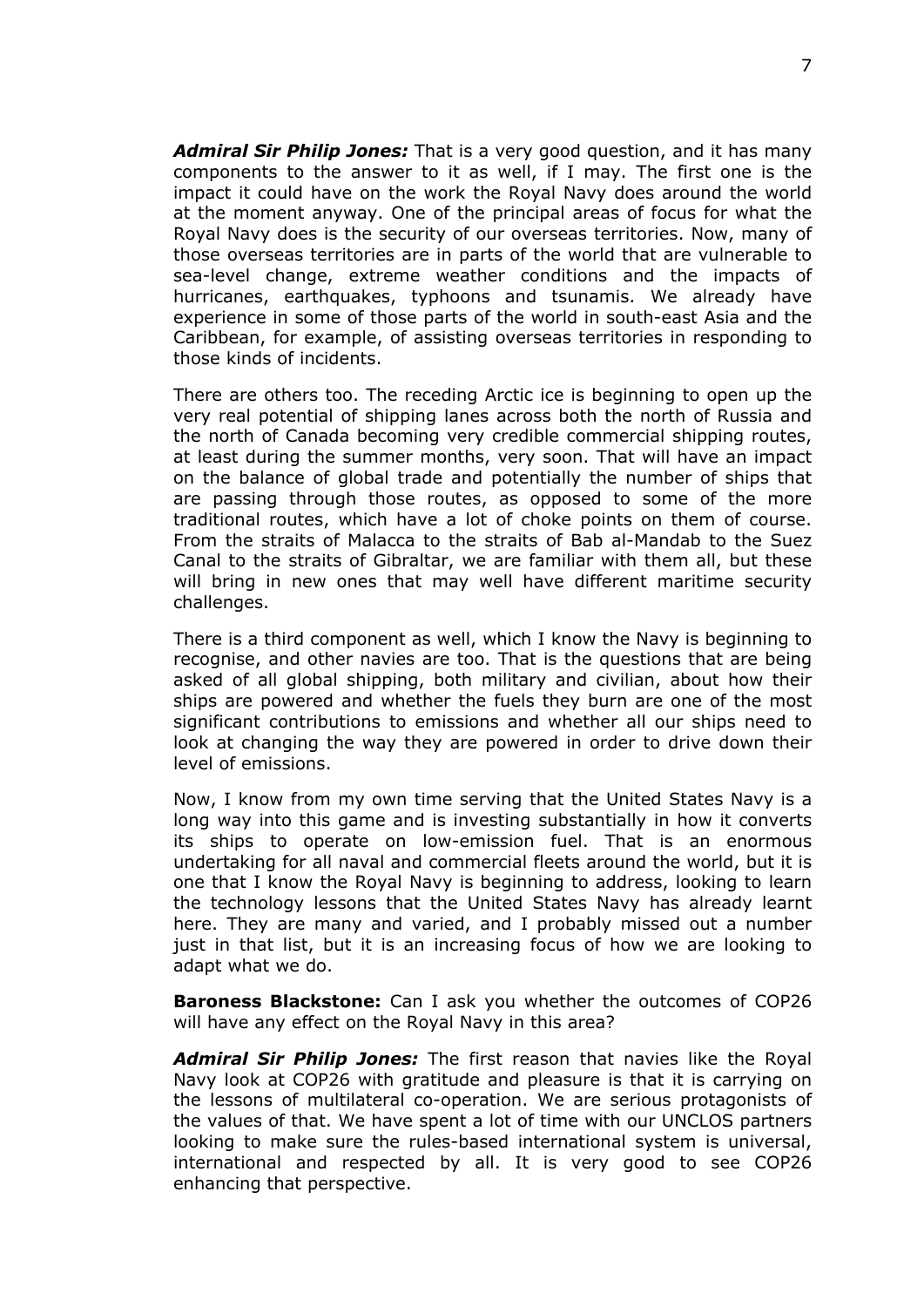***Admiral Sir Philip Jones:*** That is a very good question, and it has many components to the answer to it as well, if I may. The first one is the impact it could have on the work the Royal Navy does around the world at the moment anyway. One of the principal areas of focus for what the Royal Navy does is the security of our overseas territories. Now, many of those overseas territories are in parts of the world that are vulnerable to sea-level change, extreme weather conditions and the impacts of hurricanes, earthquakes, typhoons and tsunamis. We already have experience in some of those parts of the world in south-east Asia and the Caribbean, for example, of assisting overseas territories in responding to those kinds of incidents.

There are others too. The receding Arctic ice is beginning to open up the very real potential of shipping lanes across both the north of Russia and the north of Canada becoming very credible commercial shipping routes, at least during the summer months, very soon. That will have an impact on the balance of global trade and potentially the number of ships that are passing through those routes, as opposed to some of the more traditional routes, which have a lot of choke points on them of course. From the straits of Malacca to the straits of Bab al-Mandab to the Suez Canal to the straits of Gibraltar, we are familiar with them all, but these will bring in new ones that may well have different maritime security challenges.

There is a third component as well, which I know the Navy is beginning to recognise, and other navies are too. That is the questions that are being asked of all global shipping, both military and civilian, about how their ships are powered and whether the fuels they burn are one of the most significant contributions to emissions and whether all our ships need to look at changing the way they are powered in order to drive down their level of emissions.

Now, I know from my own time serving that the United States Navy is a long way into this game and is investing substantially in how it converts its ships to operate on low-emission fuel. That is an enormous undertaking for all naval and commercial fleets around the world, but it is one that I know the Royal Navy is beginning to address, looking to learn the technology lessons that the United States Navy has already learnt here. They are many and varied, and I probably missed out a number just in that list, but it is an increasing focus of how we are looking to adapt what we do.

**Baroness Blackstone:** Can I ask you whether the outcomes of COP26 will have any effect on the Royal Navy in this area?

***Admiral Sir Philip Jones:*** The first reason that navies like the Royal Navy look at COP26 with gratitude and pleasure is that it is carrying on the lessons of multilateral co-operation. We are serious protagonists of the values of that. We have spent a lot of time with our UNCLOS partners looking to make sure the rules-based international system is universal, international and respected by all. It is very good to see COP26 enhancing that perspective.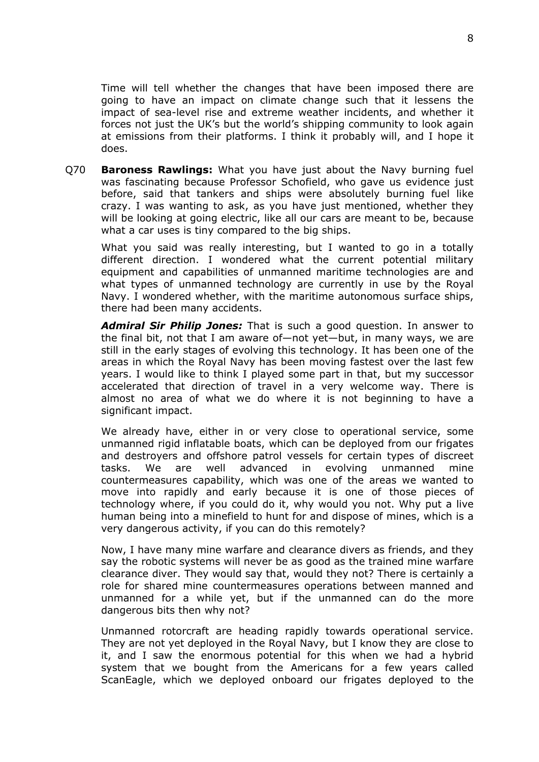Time will tell whether the changes that have been imposed there are going to have an impact on climate change such that it lessens the impact of sea-level rise and extreme weather incidents, and whether it forces not just the UK's but the world's shipping community to look again at emissions from their platforms. I think it probably will, and I hope it does.

Q70 **Baroness Rawlings:** What you have just about the Navy burning fuel was fascinating because Professor Schofield, who gave us evidence just before, said that tankers and ships were absolutely burning fuel like crazy. I was wanting to ask, as you have just mentioned, whether they will be looking at going electric, like all our cars are meant to be, because what a car uses is tiny compared to the big ships.

What you said was really interesting, but I wanted to go in a totally different direction. I wondered what the current potential military equipment and capabilities of unmanned maritime technologies are and what types of unmanned technology are currently in use by the Royal Navy. I wondered whether, with the maritime autonomous surface ships, there had been many accidents.

***Admiral Sir Philip Jones:*** That is such a good question. In answer to the final bit, not that I am aware of—not yet—but, in many ways, we are still in the early stages of evolving this technology. It has been one of the areas in which the Royal Navy has been moving fastest over the last few years. I would like to think I played some part in that, but my successor accelerated that direction of travel in a very welcome way. There is almost no area of what we do where it is not beginning to have a significant impact.

We already have, either in or very close to operational service, some unmanned rigid inflatable boats, which can be deployed from our frigates and destroyers and offshore patrol vessels for certain types of discreet tasks. We are well advanced in evolving unmanned mine countermeasures capability, which was one of the areas we wanted to move into rapidly and early because it is one of those pieces of technology where, if you could do it, why would you not. Why put a live human being into a minefield to hunt for and dispose of mines, which is a very dangerous activity, if you can do this remotely?

Now, I have many mine warfare and clearance divers as friends, and they say the robotic systems will never be as good as the trained mine warfare clearance diver. They would say that, would they not? There is certainly a role for shared mine countermeasures operations between manned and unmanned for a while yet, but if the unmanned can do the more dangerous bits then why not?

Unmanned rotorcraft are heading rapidly towards operational service. They are not yet deployed in the Royal Navy, but I know they are close to it, and I saw the enormous potential for this when we had a hybrid system that we bought from the Americans for a few years called ScanEagle, which we deployed onboard our frigates deployed to the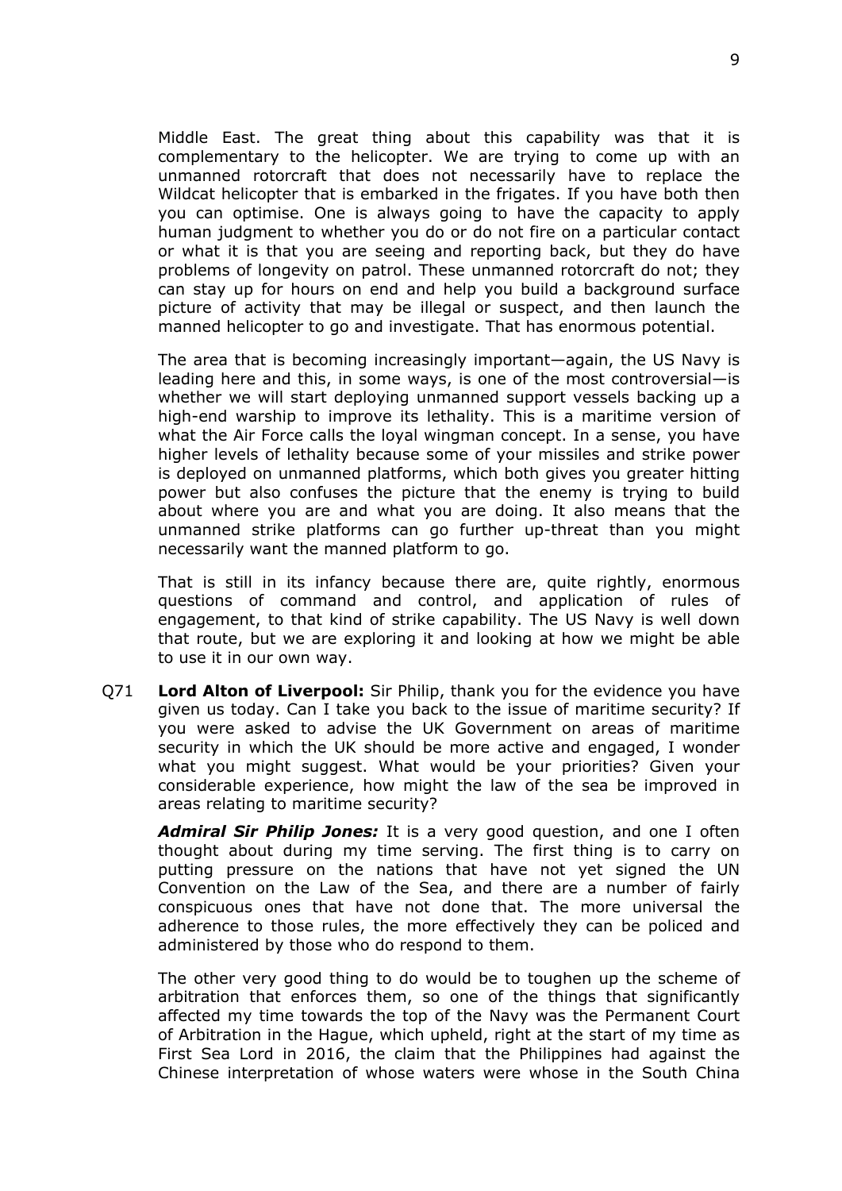Middle East. The great thing about this capability was that it is complementary to the helicopter. We are trying to come up with an unmanned rotorcraft that does not necessarily have to replace the Wildcat helicopter that is embarked in the frigates. If you have both then you can optimise. One is always going to have the capacity to apply human judgment to whether you do or do not fire on a particular contact or what it is that you are seeing and reporting back, but they do have problems of longevity on patrol. These unmanned rotorcraft do not; they can stay up for hours on end and help you build a background surface picture of activity that may be illegal or suspect, and then launch the manned helicopter to go and investigate. That has enormous potential.

The area that is becoming increasingly important—again, the US Navy is leading here and this, in some ways, is one of the most controversial—is whether we will start deploying unmanned support vessels backing up a high-end warship to improve its lethality. This is a maritime version of what the Air Force calls the loyal wingman concept. In a sense, you have higher levels of lethality because some of your missiles and strike power is deployed on unmanned platforms, which both gives you greater hitting power but also confuses the picture that the enemy is trying to build about where you are and what you are doing. It also means that the unmanned strike platforms can go further up-threat than you might necessarily want the manned platform to go.

That is still in its infancy because there are, quite rightly, enormous questions of command and control, and application of rules of engagement, to that kind of strike capability. The US Navy is well down that route, but we are exploring it and looking at how we might be able to use it in our own way.

Q71 **Lord Alton of Liverpool:** Sir Philip, thank you for the evidence you have given us today. Can I take you back to the issue of maritime security? If you were asked to advise the UK Government on areas of maritime security in which the UK should be more active and engaged, I wonder what you might suggest. What would be your priorities? Given your considerable experience, how might the law of the sea be improved in areas relating to maritime security?

***Admiral Sir Philip Jones:*** It is a very good question, and one I often thought about during my time serving. The first thing is to carry on putting pressure on the nations that have not yet signed the UN Convention on the Law of the Sea, and there are a number of fairly conspicuous ones that have not done that. The more universal the adherence to those rules, the more effectively they can be policed and administered by those who do respond to them.

The other very good thing to do would be to toughen up the scheme of arbitration that enforces them, so one of the things that significantly affected my time towards the top of the Navy was the Permanent Court of Arbitration in the Hague, which upheld, right at the start of my time as First Sea Lord in 2016, the claim that the Philippines had against the Chinese interpretation of whose waters were whose in the South China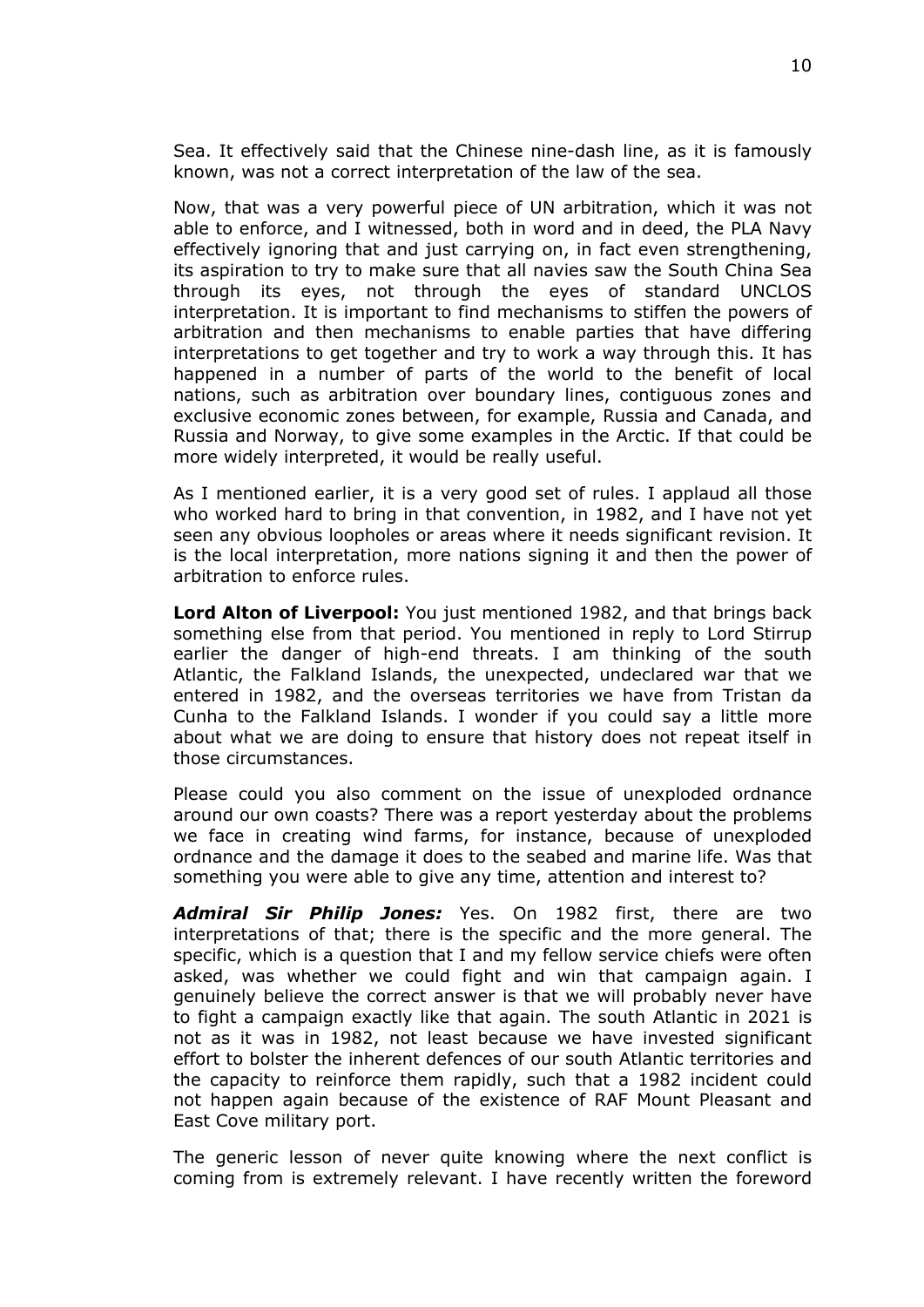Sea. It effectively said that the Chinese nine-dash line, as it is famously known, was not a correct interpretation of the law of the sea.

Now, that was a very powerful piece of UN arbitration, which it was not able to enforce, and I witnessed, both in word and in deed, the PLA Navy effectively ignoring that and just carrying on, in fact even strengthening, its aspiration to try to make sure that all navies saw the South China Sea through its eyes, not through the eyes of standard UNCLOS interpretation. It is important to find mechanisms to stiffen the powers of arbitration and then mechanisms to enable parties that have differing interpretations to get together and try to work a way through this. It has happened in a number of parts of the world to the benefit of local nations, such as arbitration over boundary lines, contiguous zones and exclusive economic zones between, for example, Russia and Canada, and Russia and Norway, to give some examples in the Arctic. If that could be more widely interpreted, it would be really useful.

As I mentioned earlier, it is a very good set of rules. I applaud all those who worked hard to bring in that convention, in 1982, and I have not yet seen any obvious loopholes or areas where it needs significant revision. It is the local interpretation, more nations signing it and then the power of arbitration to enforce rules.

**Lord Alton of Liverpool:** You just mentioned 1982, and that brings back something else from that period. You mentioned in reply to Lord Stirrup earlier the danger of high-end threats. I am thinking of the south Atlantic, the Falkland Islands, the unexpected, undeclared war that we entered in 1982, and the overseas territories we have from Tristan da Cunha to the Falkland Islands. I wonder if you could say a little more about what we are doing to ensure that history does not repeat itself in those circumstances.

Please could you also comment on the issue of unexploded ordnance around our own coasts? There was a report yesterday about the problems we face in creating wind farms, for instance, because of unexploded ordnance and the damage it does to the seabed and marine life. Was that something you were able to give any time, attention and interest to?

***Admiral Sir Philip Jones:*** Yes. On 1982 first, there are two interpretations of that; there is the specific and the more general. The specific, which is a question that I and my fellow service chiefs were often asked, was whether we could fight and win that campaign again. I genuinely believe the correct answer is that we will probably never have to fight a campaign exactly like that again. The south Atlantic in 2021 is not as it was in 1982, not least because we have invested significant effort to bolster the inherent defences of our south Atlantic territories and the capacity to reinforce them rapidly, such that a 1982 incident could not happen again because of the existence of RAF Mount Pleasant and East Cove military port.

The generic lesson of never quite knowing where the next conflict is coming from is extremely relevant. I have recently written the foreword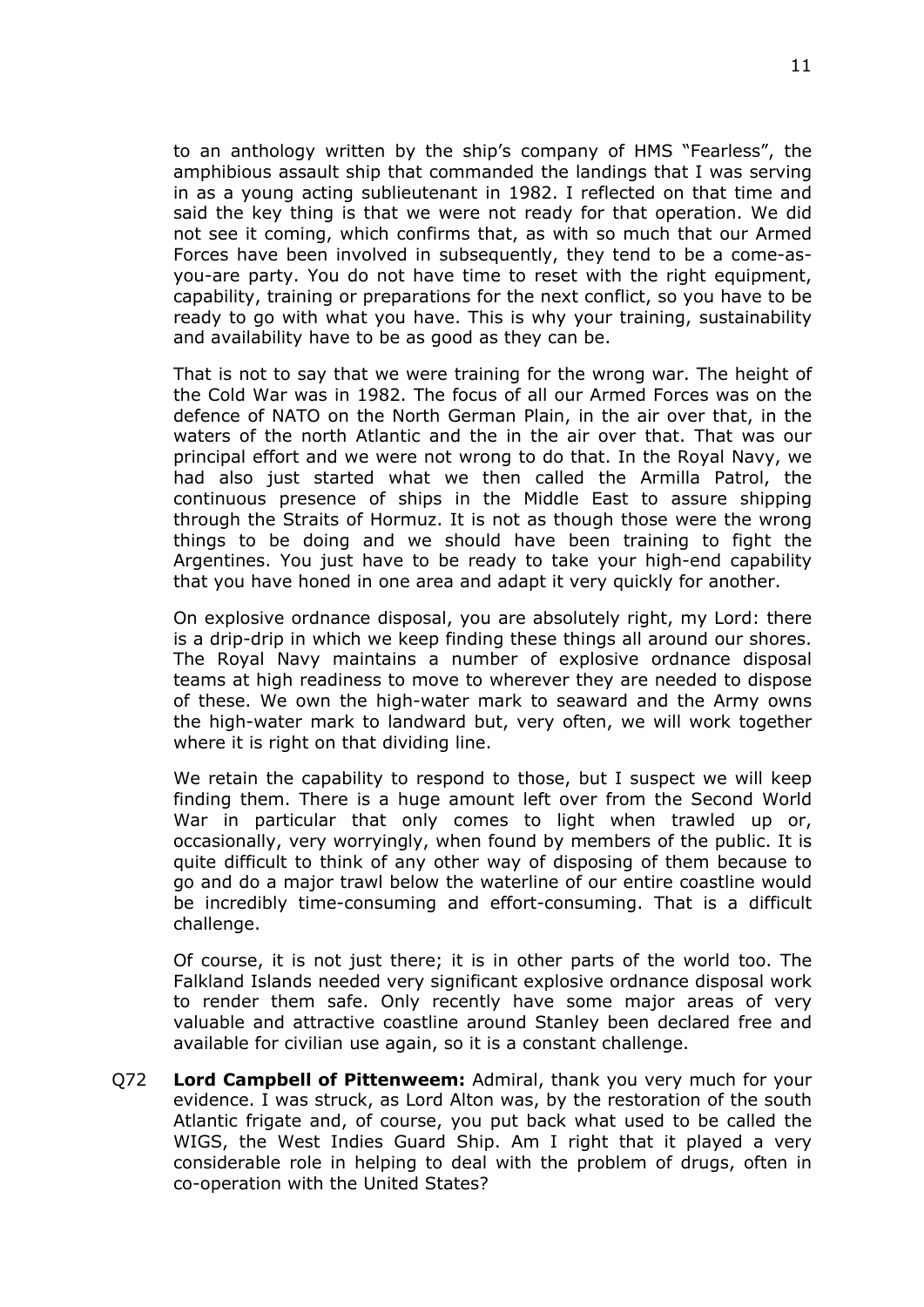to an anthology written by the ship's company of HMS "Fearless", the amphibious assault ship that commanded the landings that I was serving in as a young acting sublieutenant in 1982. I reflected on that time and said the key thing is that we were not ready for that operation. We did not see it coming, which confirms that, as with so much that our Armed Forces have been involved in subsequently, they tend to be a come-as-you-are party. You do not have time to reset with the right equipment, capability, training or preparations for the next conflict, so you have to be ready to go with what you have. This is why your training, sustainability and availability have to be as good as they can be.

That is not to say that we were training for the wrong war. The height of the Cold War was in 1982. The focus of all our Armed Forces was on the defence of NATO on the North German Plain, in the air over that, in the waters of the north Atlantic and the in the air over that. That was our principal effort and we were not wrong to do that. In the Royal Navy, we had also just started what we then called the Armilla Patrol, the continuous presence of ships in the Middle East to assure shipping through the Straits of Hormuz. It is not as though those were the wrong things to be doing and we should have been training to fight the Argentines. You just have to be ready to take your high-end capability that you have honed in one area and adapt it very quickly for another.

On explosive ordnance disposal, you are absolutely right, my Lord: there is a drip-drip in which we keep finding these things all around our shores. The Royal Navy maintains a number of explosive ordnance disposal teams at high readiness to move to wherever they are needed to dispose of these. We own the high-water mark to seaward and the Army owns the high-water mark to landward but, very often, we will work together where it is right on that dividing line.

We retain the capability to respond to those, but I suspect we will keep finding them. There is a huge amount left over from the Second World War in particular that only comes to light when trawled up or, occasionally, very worryingly, when found by members of the public. It is quite difficult to think of any other way of disposing of them because to go and do a major trawl below the waterline of our entire coastline would be incredibly time-consuming and effort-consuming. That is a difficult challenge.

Of course, it is not just there; it is in other parts of the world too. The Falkland Islands needed very significant explosive ordnance disposal work to render them safe. Only recently have some major areas of very valuable and attractive coastline around Stanley been declared free and available for civilian use again, so it is a constant challenge.

Q72 **Lord Campbell of Pittenweem:** Admiral, thank you very much for your evidence. I was struck, as Lord Alton was, by the restoration of the south Atlantic frigate and, of course, you put back what used to be called the WIGS, the West Indies Guard Ship. Am I right that it played a very considerable role in helping to deal with the problem of drugs, often in co-operation with the United States?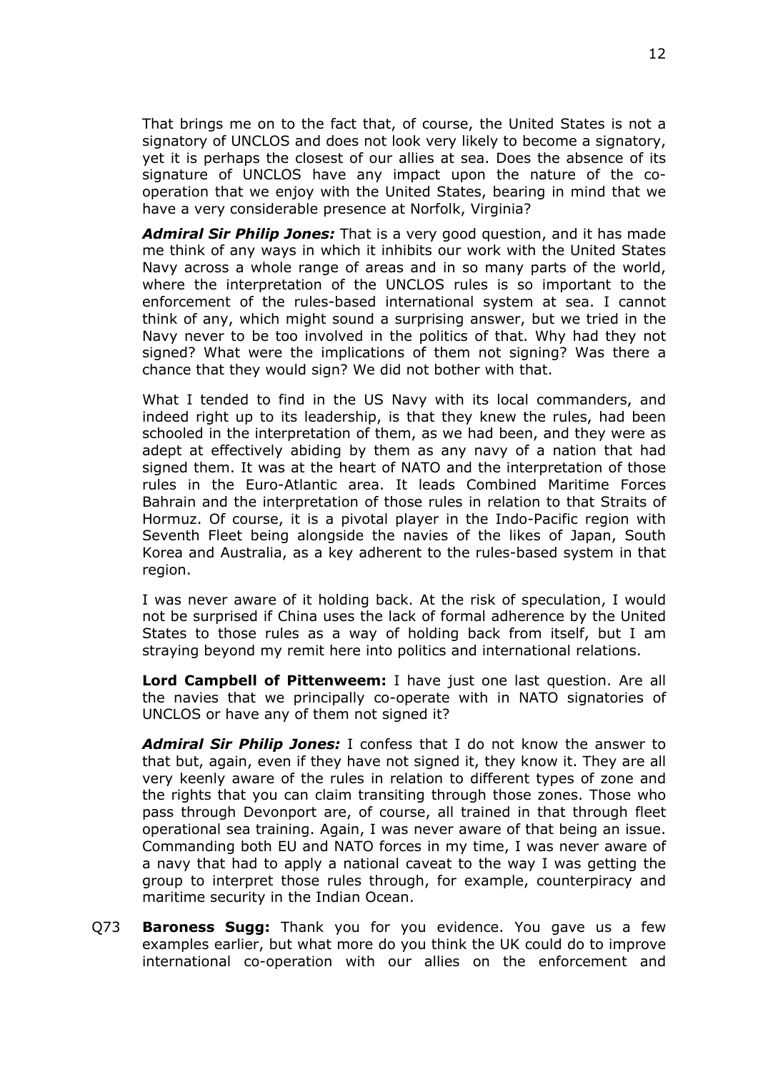That brings me on to the fact that, of course, the United States is not a signatory of UNCLOS and does not look very likely to become a signatory, yet it is perhaps the closest of our allies at sea. Does the absence of its signature of UNCLOS have any impact upon the nature of the co-operation that we enjoy with the United States, bearing in mind that we have a very considerable presence at Norfolk, Virginia?

***Admiral Sir Philip Jones:*** That is a very good question, and it has made me think of any ways in which it inhibits our work with the United States Navy across a whole range of areas and in so many parts of the world, where the interpretation of the UNCLOS rules is so important to the enforcement of the rules-based international system at sea. I cannot think of any, which might sound a surprising answer, but we tried in the Navy never to be too involved in the politics of that. Why had they not signed? What were the implications of them not signing? Was there a chance that they would sign? We did not bother with that.

What I tended to find in the US Navy with its local commanders, and indeed right up to its leadership, is that they knew the rules, had been schooled in the interpretation of them, as we had been, and they were as adept at effectively abiding by them as any navy of a nation that had signed them. It was at the heart of NATO and the interpretation of those rules in the Euro-Atlantic area. It leads Combined Maritime Forces Bahrain and the interpretation of those rules in relation to that Straits of Hormuz. Of course, it is a pivotal player in the Indo-Pacific region with Seventh Fleet being alongside the navies of the likes of Japan, South Korea and Australia, as a key adherent to the rules-based system in that region.

I was never aware of it holding back. At the risk of speculation, I would not be surprised if China uses the lack of formal adherence by the United States to those rules as a way of holding back from itself, but I am straying beyond my remit here into politics and international relations.

**Lord Campbell of Pittenweem:** I have just one last question. Are all the navies that we principally co-operate with in NATO signatories of UNCLOS or have any of them not signed it?

***Admiral Sir Philip Jones:*** I confess that I do not know the answer to that but, again, even if they have not signed it, they know it. They are all very keenly aware of the rules in relation to different types of zone and the rights that you can claim transiting through those zones. Those who pass through Devonport are, of course, all trained in that through fleet operational sea training. Again, I was never aware of that being an issue. Commanding both EU and NATO forces in my time, I was never aware of a navy that had to apply a national caveat to the way I was getting the group to interpret those rules through, for example, counterpiracy and maritime security in the Indian Ocean.

Q73 **Baroness Sugg:** Thank you for you evidence. You gave us a few examples earlier, but what more do you think the UK could do to improve international co-operation with our allies on the enforcement and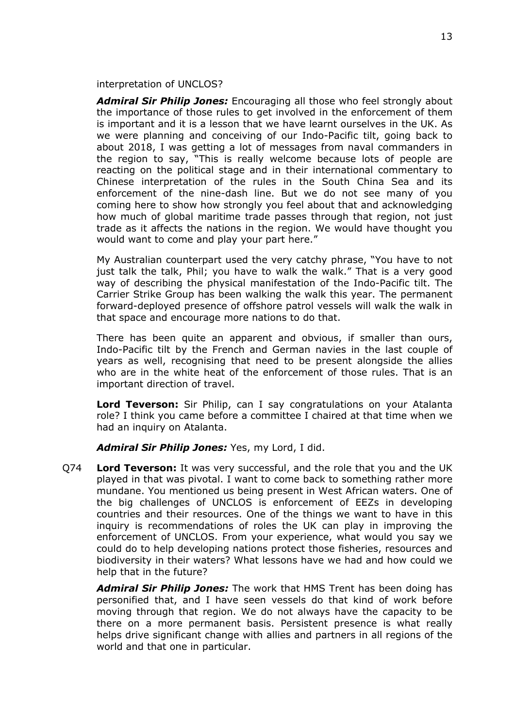interpretation of UNCLOS?

***Admiral Sir Philip Jones:*** Encouraging all those who feel strongly about the importance of those rules to get involved in the enforcement of them is important and it is a lesson that we have learnt ourselves in the UK. As we were planning and conceiving of our Indo-Pacific tilt, going back to about 2018, I was getting a lot of messages from naval commanders in the region to say, "This is really welcome because lots of people are reacting on the political stage and in their international commentary to Chinese interpretation of the rules in the South China Sea and its enforcement of the nine-dash line. But we do not see many of you coming here to show how strongly you feel about that and acknowledging how much of global maritime trade passes through that region, not just trade as it affects the nations in the region. We would have thought you would want to come and play your part here."

My Australian counterpart used the very catchy phrase, "You have to not just talk the talk, Phil; you have to walk the walk." That is a very good way of describing the physical manifestation of the Indo-Pacific tilt. The Carrier Strike Group has been walking the walk this year. The permanent forward-deployed presence of offshore patrol vessels will walk the walk in that space and encourage more nations to do that.

There has been quite an apparent and obvious, if smaller than ours, Indo-Pacific tilt by the French and German navies in the last couple of years as well, recognising that need to be present alongside the allies who are in the white heat of the enforcement of those rules. That is an important direction of travel.

**Lord Teverson:** Sir Philip, can I say congratulations on your Atalanta role? I think you came before a committee I chaired at that time when we had an inquiry on Atalanta.

***Admiral Sir Philip Jones:*** Yes, my Lord, I did.

Q74 **Lord Teverson:** It was very successful, and the role that you and the UK played in that was pivotal. I want to come back to something rather more mundane. You mentioned us being present in West African waters. One of the big challenges of UNCLOS is enforcement of EEZs in developing countries and their resources. One of the things we want to have in this inquiry is recommendations of roles the UK can play in improving the enforcement of UNCLOS. From your experience, what would you say we could do to help developing nations protect those fisheries, resources and biodiversity in their waters? What lessons have we had and how could we help that in the future?

***Admiral Sir Philip Jones:*** The work that HMS Trent has been doing has personified that, and I have seen vessels do that kind of work before moving through that region. We do not always have the capacity to be there on a more permanent basis. Persistent presence is what really helps drive significant change with allies and partners in all regions of the world and that one in particular.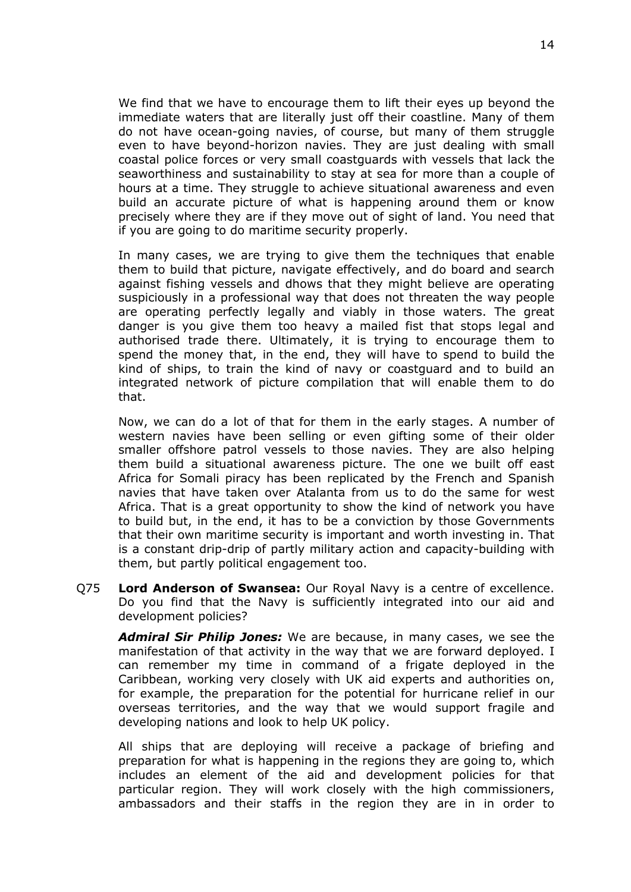We find that we have to encourage them to lift their eyes up beyond the immediate waters that are literally just off their coastline. Many of them do not have ocean-going navies, of course, but many of them struggle even to have beyond-horizon navies. They are just dealing with small coastal police forces or very small coastguards with vessels that lack the seaworthiness and sustainability to stay at sea for more than a couple of hours at a time. They struggle to achieve situational awareness and even build an accurate picture of what is happening around them or know precisely where they are if they move out of sight of land. You need that if you are going to do maritime security properly.

In many cases, we are trying to give them the techniques that enable them to build that picture, navigate effectively, and do board and search against fishing vessels and dhows that they might believe are operating suspiciously in a professional way that does not threaten the way people are operating perfectly legally and viably in those waters. The great danger is you give them too heavy a mailed fist that stops legal and authorised trade there. Ultimately, it is trying to encourage them to spend the money that, in the end, they will have to spend to build the kind of ships, to train the kind of navy or coastguard and to build an integrated network of picture compilation that will enable them to do that.

Now, we can do a lot of that for them in the early stages. A number of western navies have been selling or even gifting some of their older smaller offshore patrol vessels to those navies. They are also helping them build a situational awareness picture. The one we built off east Africa for Somali piracy has been replicated by the French and Spanish navies that have taken over Atalanta from us to do the same for west Africa. That is a great opportunity to show the kind of network you have to build but, in the end, it has to be a conviction by those Governments that their own maritime security is important and worth investing in. That is a constant drip-drip of partly military action and capacity-building with them, but partly political engagement too.

Q75 **Lord Anderson of Swansea:** Our Royal Navy is a centre of excellence. Do you find that the Navy is sufficiently integrated into our aid and development policies?

***Admiral Sir Philip Jones:*** We are because, in many cases, we see the manifestation of that activity in the way that we are forward deployed. I can remember my time in command of a frigate deployed in the Caribbean, working very closely with UK aid experts and authorities on, for example, the preparation for the potential for hurricane relief in our overseas territories, and the way that we would support fragile and developing nations and look to help UK policy.

All ships that are deploying will receive a package of briefing and preparation for what is happening in the regions they are going to, which includes an element of the aid and development policies for that particular region. They will work closely with the high commissioners, ambassadors and their staffs in the region they are in in order to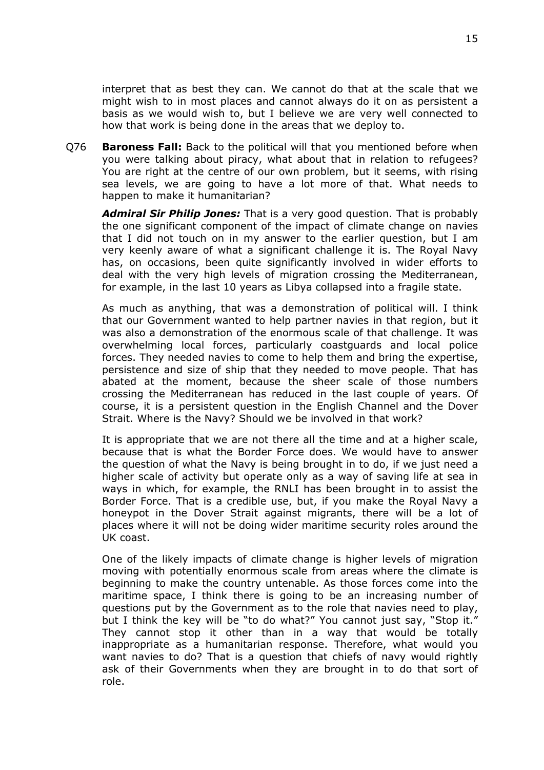interpret that as best they can. We cannot do that at the scale that we might wish to in most places and cannot always do it on as persistent a basis as we would wish to, but I believe we are very well connected to how that work is being done in the areas that we deploy to.

Q76 **Baroness Fall:** Back to the political will that you mentioned before when you were talking about piracy, what about that in relation to refugees? You are right at the centre of our own problem, but it seems, with rising sea levels, we are going to have a lot more of that. What needs to happen to make it humanitarian?

***Admiral Sir Philip Jones:*** That is a very good question. That is probably the one significant component of the impact of climate change on navies that I did not touch on in my answer to the earlier question, but I am very keenly aware of what a significant challenge it is. The Royal Navy has, on occasions, been quite significantly involved in wider efforts to deal with the very high levels of migration crossing the Mediterranean, for example, in the last 10 years as Libya collapsed into a fragile state.

As much as anything, that was a demonstration of political will. I think that our Government wanted to help partner navies in that region, but it was also a demonstration of the enormous scale of that challenge. It was overwhelming local forces, particularly coastguards and local police forces. They needed navies to come to help them and bring the expertise, persistence and size of ship that they needed to move people. That has abated at the moment, because the sheer scale of those numbers crossing the Mediterranean has reduced in the last couple of years. Of course, it is a persistent question in the English Channel and the Dover Strait. Where is the Navy? Should we be involved in that work?

It is appropriate that we are not there all the time and at a higher scale, because that is what the Border Force does. We would have to answer the question of what the Navy is being brought in to do, if we just need a higher scale of activity but operate only as a way of saving life at sea in ways in which, for example, the RNLI has been brought in to assist the Border Force. That is a credible use, but, if you make the Royal Navy a honeypot in the Dover Strait against migrants, there will be a lot of places where it will not be doing wider maritime security roles around the UK coast.

One of the likely impacts of climate change is higher levels of migration moving with potentially enormous scale from areas where the climate is beginning to make the country untenable. As those forces come into the maritime space, I think there is going to be an increasing number of questions put by the Government as to the role that navies need to play, but I think the key will be "to do what?" You cannot just say, "Stop it." They cannot stop it other than in a way that would be totally inappropriate as a humanitarian response. Therefore, what would you want navies to do? That is a question that chiefs of navy would rightly ask of their Governments when they are brought in to do that sort of role.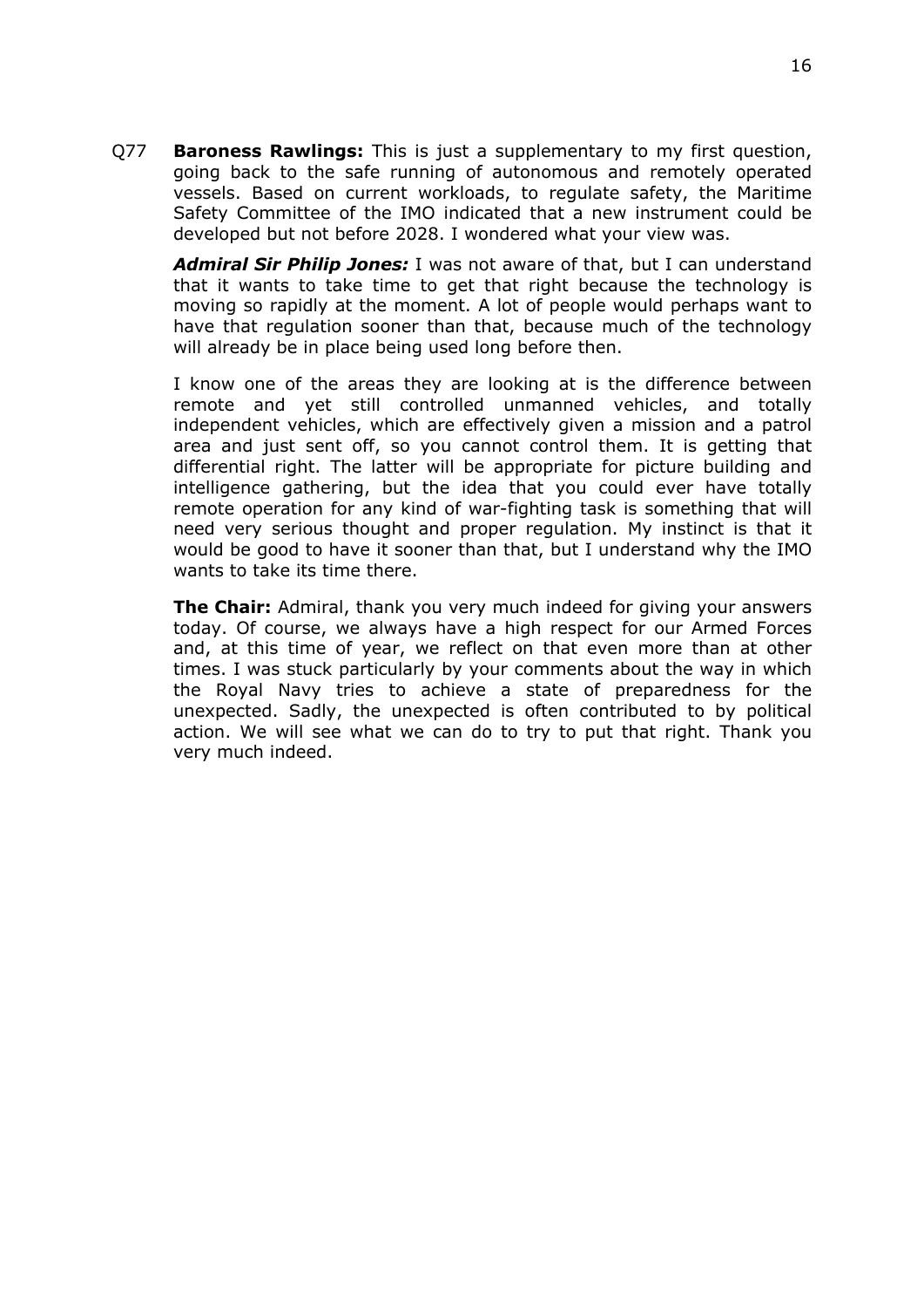Q77 **Baroness Rawlings:** This is just a supplementary to my first question, going back to the safe running of autonomous and remotely operated vessels. Based on current workloads, to regulate safety, the Maritime Safety Committee of the IMO indicated that a new instrument could be developed but not before 2028. I wondered what your view was.

***Admiral Sir Philip Jones:*** I was not aware of that, but I can understand that it wants to take time to get that right because the technology is moving so rapidly at the moment. A lot of people would perhaps want to have that regulation sooner than that, because much of the technology will already be in place being used long before then.

I know one of the areas they are looking at is the difference between remote and yet still controlled unmanned vehicles, and totally independent vehicles, which are effectively given a mission and a patrol area and just sent off, so you cannot control them. It is getting that differential right. The latter will be appropriate for picture building and intelligence gathering, but the idea that you could ever have totally remote operation for any kind of war-fighting task is something that will need very serious thought and proper regulation. My instinct is that it would be good to have it sooner than that, but I understand why the IMO wants to take its time there.

**The Chair:** Admiral, thank you very much indeed for giving your answers today. Of course, we always have a high respect for our Armed Forces and, at this time of year, we reflect on that even more than at other times. I was stuck particularly by your comments about the way in which the Royal Navy tries to achieve a state of preparedness for the unexpected. Sadly, the unexpected is often contributed to by political action. We will see what we can do to try to put that right. Thank you very much indeed.